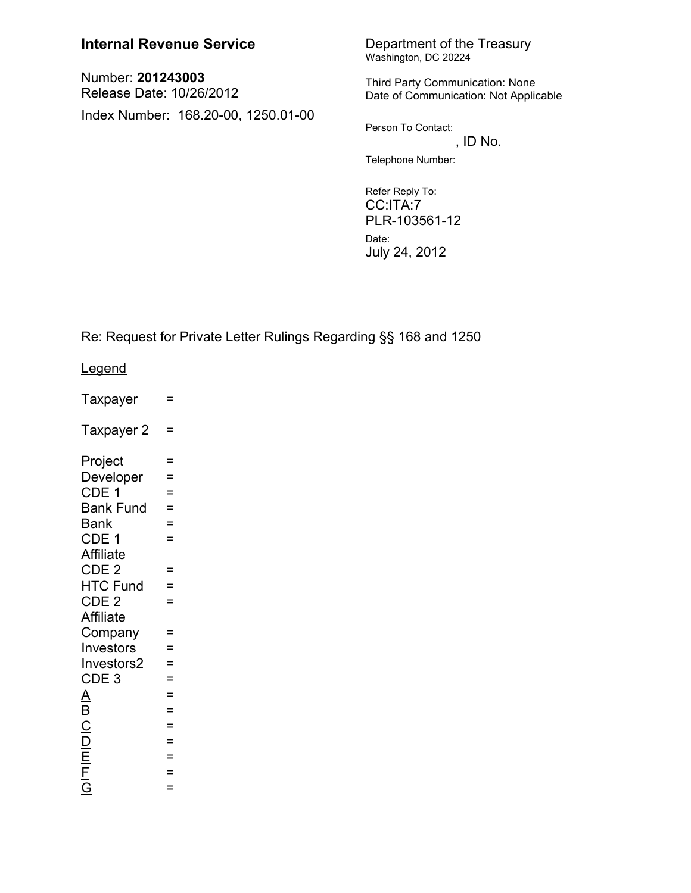**Internal Revenue Service**

Number: **201243003**
Release Date: 10/26/2012

Index Number: 168.20-00, 1250.01-00

Department of the Treasury
Washington, DC 20224

Third Party Communication: None
Date of Communication: Not Applicable

Person To Contact:
, ID No.

Telephone Number:

Refer Reply To:
CC:ITA:7
PLR-103561-12

Date:
July 24, 2012

Re: Request for Private Letter Rulings Regarding §§ 168 and 1250

Legend

Taxpayer =

Taxpayer 2 =

Project =
Developer =
CDE 1 =
Bank Fund =
Bank =
CDE 1 Affiliate =
CDE 2 =
HTC Fund =
CDE 2 Affiliate =
Company =
Investors =
Investors2 =
CDE 3 =
A =
B =
C =
D =
E =
F =
G =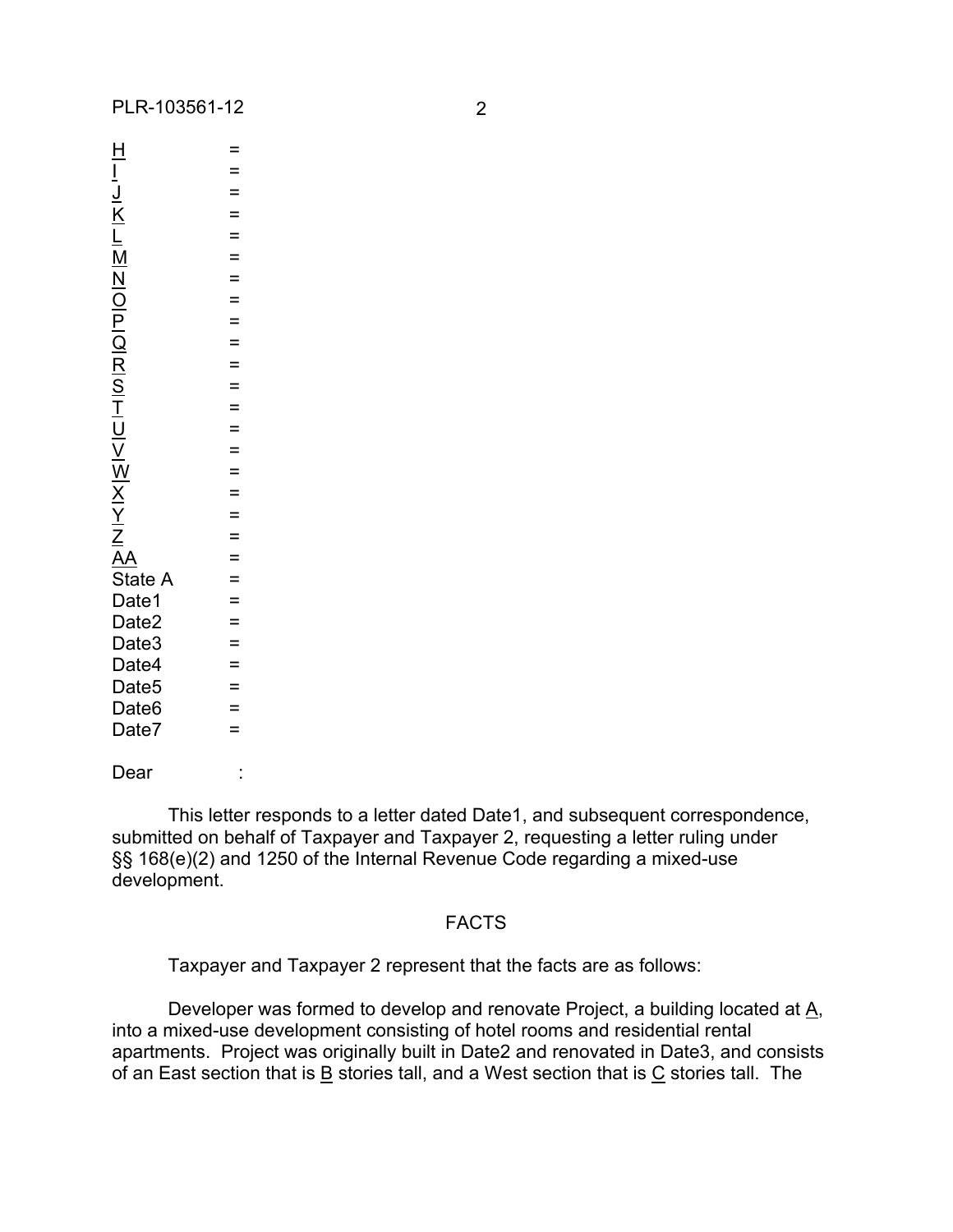H =
I =
J =
K =
L =
M =
N =
O =
P =
Q =
R =
S =
T =
U =
V =
W =
X =
Y =
Z =
AA =
State A =
Date1 =
Date2 =
Date3 =
Date4 =
Date5 =
Date6 =
Date7 =

Dear :

This letter responds to a letter dated Date1, and subsequent correspondence, submitted on behalf of Taxpayer and Taxpayer 2, requesting a letter ruling under §§ 168(e)(2) and 1250 of the Internal Revenue Code regarding a mixed-use development.

FACTS

Taxpayer and Taxpayer 2 represent that the facts are as follows:

Developer was formed to develop and renovate Project, a building located at A, into a mixed-use development consisting of hotel rooms and residential rental apartments. Project was originally built in Date2 and renovated in Date3, and consists of an East section that is B stories tall, and a West section that is C stories tall. The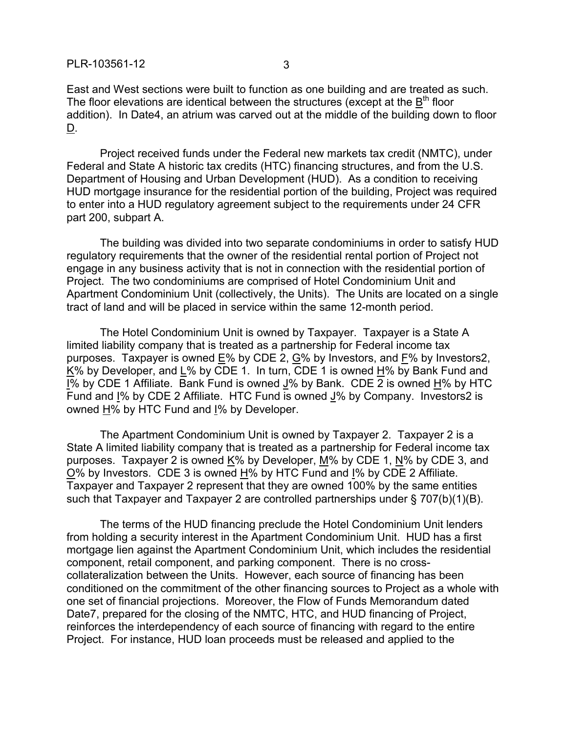East and West sections were built to function as one building and are treated as such. The floor elevations are identical between the structures (except at the Bth floor addition). In Date4, an atrium was carved out at the middle of the building down to floor D.

Project received funds under the Federal new markets tax credit (NMTC), under Federal and State A historic tax credits (HTC) financing structures, and from the U.S. Department of Housing and Urban Development (HUD). As a condition to receiving HUD mortgage insurance for the residential portion of the building, Project was required to enter into a HUD regulatory agreement subject to the requirements under 24 CFR part 200, subpart A.

The building was divided into two separate condominiums in order to satisfy HUD regulatory requirements that the owner of the residential rental portion of Project not engage in any business activity that is not in connection with the residential portion of Project. The two condominiums are comprised of Hotel Condominium Unit and Apartment Condominium Unit (collectively, the Units). The Units are located on a single tract of land and will be placed in service within the same 12-month period.

The Hotel Condominium Unit is owned by Taxpayer. Taxpayer is a State A limited liability company that is treated as a partnership for Federal income tax purposes. Taxpayer is owned E% by CDE 2, G% by Investors, and F% by Investors2, K% by Developer, and L% by CDE 1. In turn, CDE 1 is owned H% by Bank Fund and I% by CDE 1 Affiliate. Bank Fund is owned J% by Bank. CDE 2 is owned H% by HTC Fund and I% by CDE 2 Affiliate. HTC Fund is owned J% by Company. Investors2 is owned H% by HTC Fund and I% by Developer.

The Apartment Condominium Unit is owned by Taxpayer 2. Taxpayer 2 is a State A limited liability company that is treated as a partnership for Federal income tax purposes. Taxpayer 2 is owned K% by Developer, M% by CDE 1, N% by CDE 3, and O% by Investors. CDE 3 is owned H% by HTC Fund and I% by CDE 2 Affiliate. Taxpayer and Taxpayer 2 represent that they are owned 100% by the same entities such that Taxpayer and Taxpayer 2 are controlled partnerships under § 707(b)(1)(B).

The terms of the HUD financing preclude the Hotel Condominium Unit lenders from holding a security interest in the Apartment Condominium Unit. HUD has a first mortgage lien against the Apartment Condominium Unit, which includes the residential component, retail component, and parking component. There is no cross-collateralization between the Units. However, each source of financing has been conditioned on the commitment of the other financing sources to Project as a whole with one set of financial projections. Moreover, the Flow of Funds Memorandum dated Date7, prepared for the closing of the NMTC, HTC, and HUD financing of Project, reinforces the interdependency of each source of financing with regard to the entire Project. For instance, HUD loan proceeds must be released and applied to the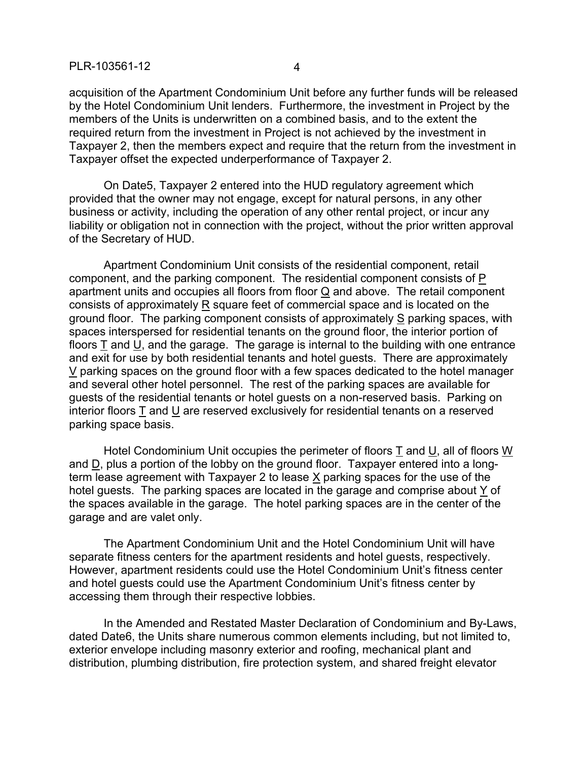acquisition of the Apartment Condominium Unit before any further funds will be released by the Hotel Condominium Unit lenders. Furthermore, the investment in Project by the members of the Units is underwritten on a combined basis, and to the extent the required return from the investment in Project is not achieved by the investment in Taxpayer 2, then the members expect and require that the return from the investment in Taxpayer offset the expected underperformance of Taxpayer 2.

On Date5, Taxpayer 2 entered into the HUD regulatory agreement which provided that the owner may not engage, except for natural persons, in any other business or activity, including the operation of any other rental project, or incur any liability or obligation not in connection with the project, without the prior written approval of the Secretary of HUD.

Apartment Condominium Unit consists of the residential component, retail component, and the parking component. The residential component consists of P apartment units and occupies all floors from floor Q and above. The retail component consists of approximately R square feet of commercial space and is located on the ground floor. The parking component consists of approximately S parking spaces, with spaces interspersed for residential tenants on the ground floor, the interior portion of floors T and U, and the garage. The garage is internal to the building with one entrance and exit for use by both residential tenants and hotel guests. There are approximately V parking spaces on the ground floor with a few spaces dedicated to the hotel manager and several other hotel personnel. The rest of the parking spaces are available for guests of the residential tenants or hotel guests on a non-reserved basis. Parking on interior floors T and U are reserved exclusively for residential tenants on a reserved parking space basis.

Hotel Condominium Unit occupies the perimeter of floors T and U, all of floors W and D, plus a portion of the lobby on the ground floor. Taxpayer entered into a long-term lease agreement with Taxpayer 2 to lease X parking spaces for the use of the hotel guests. The parking spaces are located in the garage and comprise about Y of the spaces available in the garage. The hotel parking spaces are in the center of the garage and are valet only.

The Apartment Condominium Unit and the Hotel Condominium Unit will have separate fitness centers for the apartment residents and hotel guests, respectively. However, apartment residents could use the Hotel Condominium Unit's fitness center and hotel guests could use the Apartment Condominium Unit's fitness center by accessing them through their respective lobbies.

In the Amended and Restated Master Declaration of Condominium and By-Laws, dated Date6, the Units share numerous common elements including, but not limited to, exterior envelope including masonry exterior and roofing, mechanical plant and distribution, plumbing distribution, fire protection system, and shared freight elevator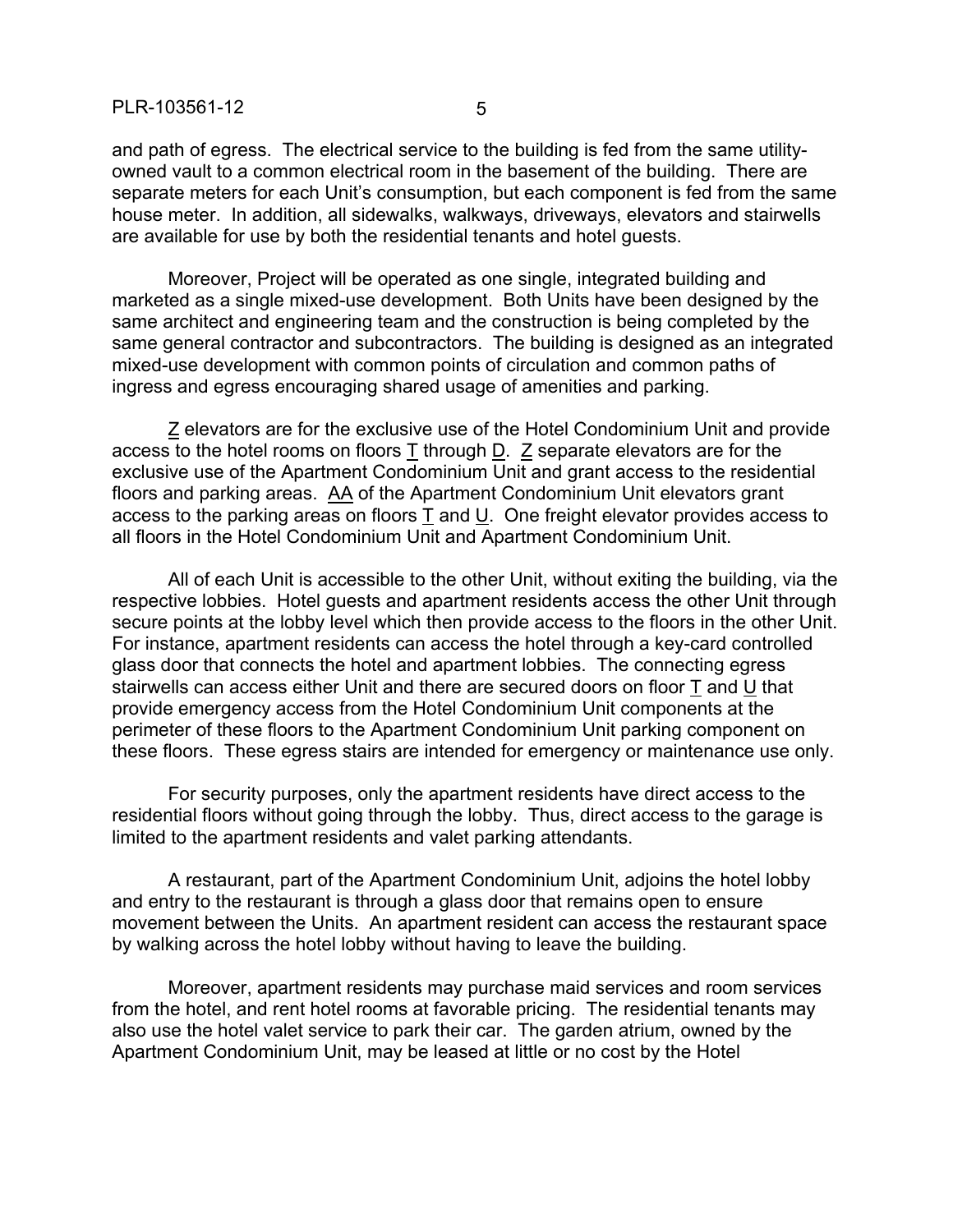and path of egress. The electrical service to the building is fed from the same utility-owned vault to a common electrical room in the basement of the building. There are separate meters for each Unit's consumption, but each component is fed from the same house meter. In addition, all sidewalks, walkways, driveways, elevators and stairwells are available for use by both the residential tenants and hotel guests.

Moreover, Project will be operated as one single, integrated building and marketed as a single mixed-use development. Both Units have been designed by the same architect and engineering team and the construction is being completed by the same general contractor and subcontractors. The building is designed as an integrated mixed-use development with common points of circulation and common paths of ingress and egress encouraging shared usage of amenities and parking.

Z elevators are for the exclusive use of the Hotel Condominium Unit and provide access to the hotel rooms on floors T through D. Z separate elevators are for the exclusive use of the Apartment Condominium Unit and grant access to the residential floors and parking areas. AA of the Apartment Condominium Unit elevators grant access to the parking areas on floors T and U. One freight elevator provides access to all floors in the Hotel Condominium Unit and Apartment Condominium Unit.

All of each Unit is accessible to the other Unit, without exiting the building, via the respective lobbies. Hotel guests and apartment residents access the other Unit through secure points at the lobby level which then provide access to the floors in the other Unit. For instance, apartment residents can access the hotel through a key-card controlled glass door that connects the hotel and apartment lobbies. The connecting egress stairwells can access either Unit and there are secured doors on floor T and U that provide emergency access from the Hotel Condominium Unit components at the perimeter of these floors to the Apartment Condominium Unit parking component on these floors. These egress stairs are intended for emergency or maintenance use only.

For security purposes, only the apartment residents have direct access to the residential floors without going through the lobby. Thus, direct access to the garage is limited to the apartment residents and valet parking attendants.

A restaurant, part of the Apartment Condominium Unit, adjoins the hotel lobby and entry to the restaurant is through a glass door that remains open to ensure movement between the Units. An apartment resident can access the restaurant space by walking across the hotel lobby without having to leave the building.

Moreover, apartment residents may purchase maid services and room services from the hotel, and rent hotel rooms at favorable pricing. The residential tenants may also use the hotel valet service to park their car. The garden atrium, owned by the Apartment Condominium Unit, may be leased at little or no cost by the Hotel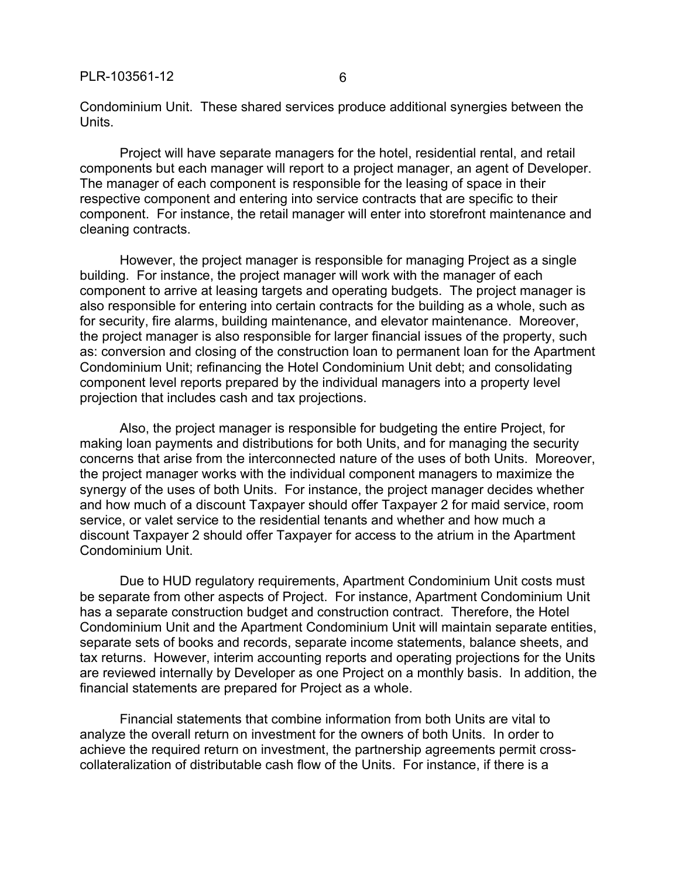Condominium Unit. These shared services produce additional synergies between the Units.

Project will have separate managers for the hotel, residential rental, and retail components but each manager will report to a project manager, an agent of Developer. The manager of each component is responsible for the leasing of space in their respective component and entering into service contracts that are specific to their component. For instance, the retail manager will enter into storefront maintenance and cleaning contracts.

However, the project manager is responsible for managing Project as a single building. For instance, the project manager will work with the manager of each component to arrive at leasing targets and operating budgets. The project manager is also responsible for entering into certain contracts for the building as a whole, such as for security, fire alarms, building maintenance, and elevator maintenance. Moreover, the project manager is also responsible for larger financial issues of the property, such as: conversion and closing of the construction loan to permanent loan for the Apartment Condominium Unit; refinancing the Hotel Condominium Unit debt; and consolidating component level reports prepared by the individual managers into a property level projection that includes cash and tax projections.

Also, the project manager is responsible for budgeting the entire Project, for making loan payments and distributions for both Units, and for managing the security concerns that arise from the interconnected nature of the uses of both Units. Moreover, the project manager works with the individual component managers to maximize the synergy of the uses of both Units. For instance, the project manager decides whether and how much of a discount Taxpayer should offer Taxpayer 2 for maid service, room service, or valet service to the residential tenants and whether and how much a discount Taxpayer 2 should offer Taxpayer for access to the atrium in the Apartment Condominium Unit.

Due to HUD regulatory requirements, Apartment Condominium Unit costs must be separate from other aspects of Project. For instance, Apartment Condominium Unit has a separate construction budget and construction contract. Therefore, the Hotel Condominium Unit and the Apartment Condominium Unit will maintain separate entities, separate sets of books and records, separate income statements, balance sheets, and tax returns. However, interim accounting reports and operating projections for the Units are reviewed internally by Developer as one Project on a monthly basis. In addition, the financial statements are prepared for Project as a whole.

Financial statements that combine information from both Units are vital to analyze the overall return on investment for the owners of both Units. In order to achieve the required return on investment, the partnership agreements permit cross-collateralization of distributable cash flow of the Units. For instance, if there is a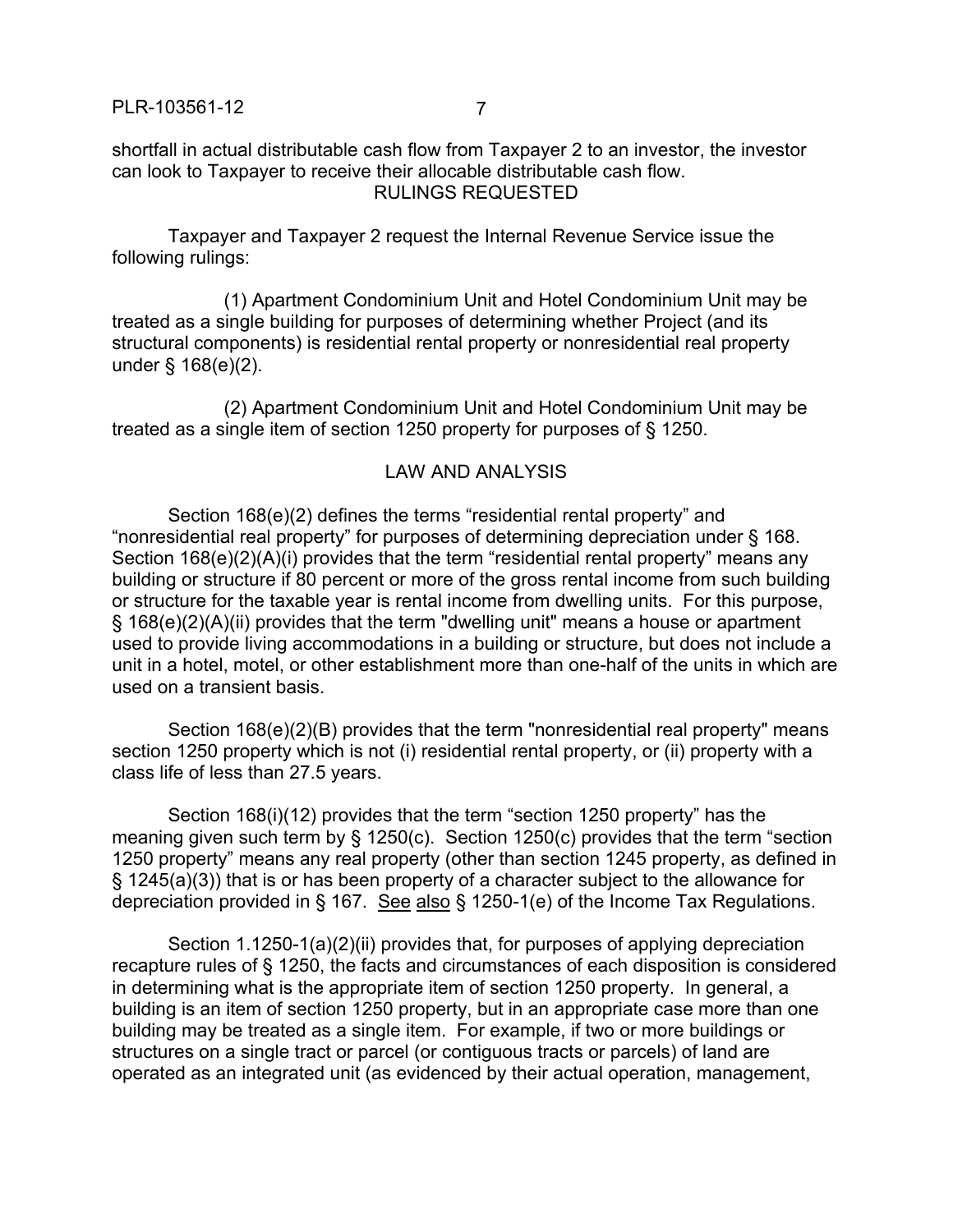shortfall in actual distributable cash flow from Taxpayer 2 to an investor, the investor can look to Taxpayer to receive their allocable distributable cash flow.

## RULINGS REQUESTED

Taxpayer and Taxpayer 2 request the Internal Revenue Service issue the following rulings:

(1) Apartment Condominium Unit and Hotel Condominium Unit may be treated as a single building for purposes of determining whether Project (and its structural components) is residential rental property or nonresidential real property under § 168(e)(2).

(2) Apartment Condominium Unit and Hotel Condominium Unit may be treated as a single item of section 1250 property for purposes of § 1250.

## LAW AND ANALYSIS

Section 168(e)(2) defines the terms "residential rental property" and "nonresidential real property" for purposes of determining depreciation under § 168. Section 168(e)(2)(A)(i) provides that the term "residential rental property" means any building or structure if 80 percent or more of the gross rental income from such building or structure for the taxable year is rental income from dwelling units. For this purpose, § 168(e)(2)(A)(ii) provides that the term "dwelling unit" means a house or apartment used to provide living accommodations in a building or structure, but does not include a unit in a hotel, motel, or other establishment more than one-half of the units in which are used on a transient basis.

Section 168(e)(2)(B) provides that the term "nonresidential real property" means section 1250 property which is not (i) residential rental property, or (ii) property with a class life of less than 27.5 years.

Section 168(i)(12) provides that the term "section 1250 property" has the meaning given such term by § 1250(c). Section 1250(c) provides that the term "section 1250 property" means any real property (other than section 1245 property, as defined in § 1245(a)(3)) that is or has been property of a character subject to the allowance for depreciation provided in § 167. See also § 1250-1(e) of the Income Tax Regulations.

Section 1.1250-1(a)(2)(ii) provides that, for purposes of applying depreciation recapture rules of § 1250, the facts and circumstances of each disposition is considered in determining what is the appropriate item of section 1250 property. In general, a building is an item of section 1250 property, but in an appropriate case more than one building may be treated as a single item. For example, if two or more buildings or structures on a single tract or parcel (or contiguous tracts or parcels) of land are operated as an integrated unit (as evidenced by their actual operation, management,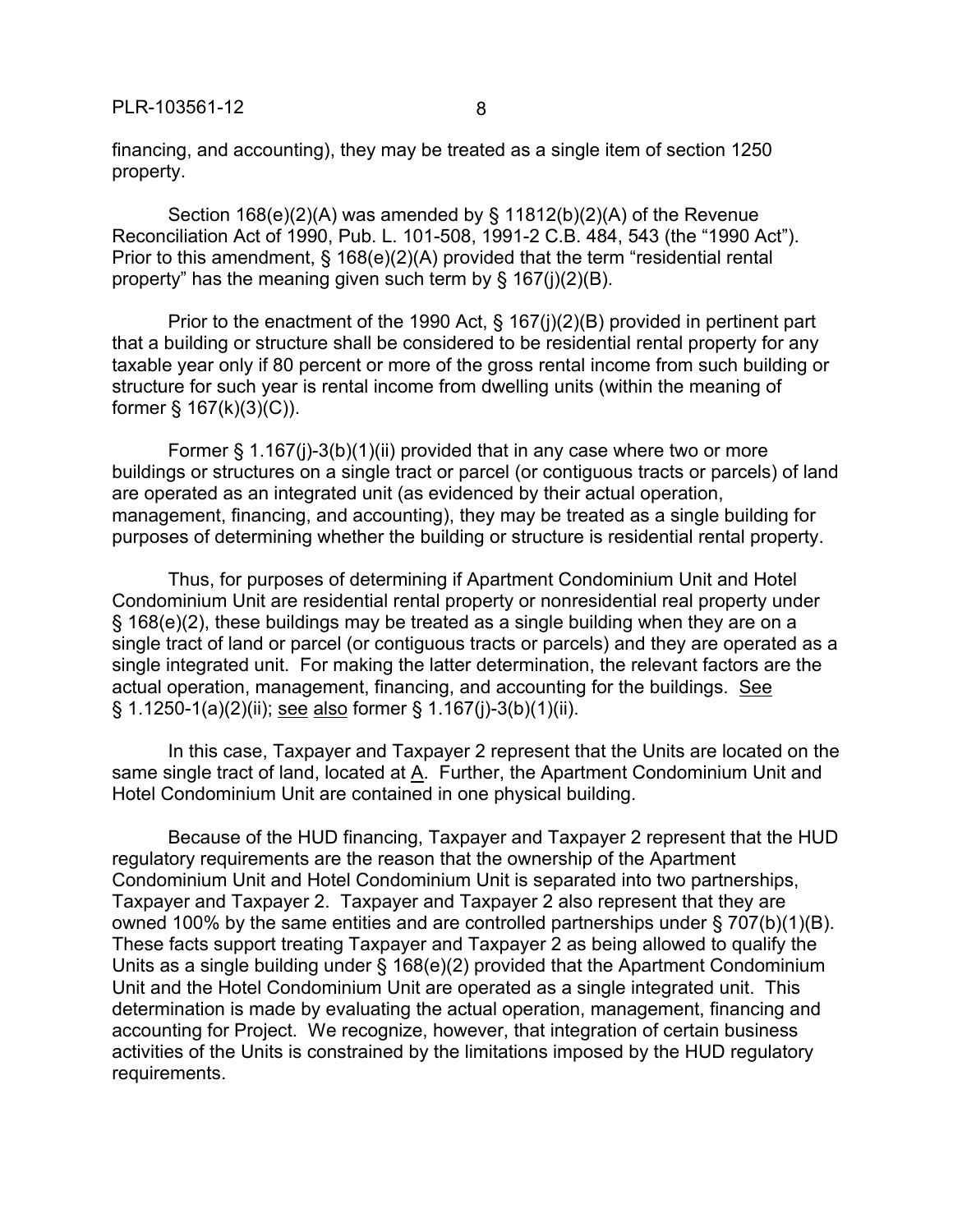financing, and accounting), they may be treated as a single item of section 1250 property.

Section 168(e)(2)(A) was amended by § 11812(b)(2)(A) of the Revenue Reconciliation Act of 1990, Pub. L. 101-508, 1991-2 C.B. 484, 543 (the "1990 Act"). Prior to this amendment, § 168(e)(2)(A) provided that the term "residential rental property" has the meaning given such term by § 167(j)(2)(B).

Prior to the enactment of the 1990 Act, § 167(j)(2)(B) provided in pertinent part that a building or structure shall be considered to be residential rental property for any taxable year only if 80 percent or more of the gross rental income from such building or structure for such year is rental income from dwelling units (within the meaning of former § 167(k)(3)(C)).

Former § 1.167(j)-3(b)(1)(ii) provided that in any case where two or more buildings or structures on a single tract or parcel (or contiguous tracts or parcels) of land are operated as an integrated unit (as evidenced by their actual operation, management, financing, and accounting), they may be treated as a single building for purposes of determining whether the building or structure is residential rental property.

Thus, for purposes of determining if Apartment Condominium Unit and Hotel Condominium Unit are residential rental property or nonresidential real property under § 168(e)(2), these buildings may be treated as a single building when they are on a single tract of land or parcel (or contiguous tracts or parcels) and they are operated as a single integrated unit. For making the latter determination, the relevant factors are the actual operation, management, financing, and accounting for the buildings. See § 1.1250-1(a)(2)(ii); see also former § 1.167(j)-3(b)(1)(ii).

In this case, Taxpayer and Taxpayer 2 represent that the Units are located on the same single tract of land, located at A. Further, the Apartment Condominium Unit and Hotel Condominium Unit are contained in one physical building.

Because of the HUD financing, Taxpayer and Taxpayer 2 represent that the HUD regulatory requirements are the reason that the ownership of the Apartment Condominium Unit and Hotel Condominium Unit is separated into two partnerships, Taxpayer and Taxpayer 2. Taxpayer and Taxpayer 2 also represent that they are owned 100% by the same entities and are controlled partnerships under § 707(b)(1)(B). These facts support treating Taxpayer and Taxpayer 2 as being allowed to qualify the Units as a single building under § 168(e)(2) provided that the Apartment Condominium Unit and the Hotel Condominium Unit are operated as a single integrated unit. This determination is made by evaluating the actual operation, management, financing and accounting for Project. We recognize, however, that integration of certain business activities of the Units is constrained by the limitations imposed by the HUD regulatory requirements.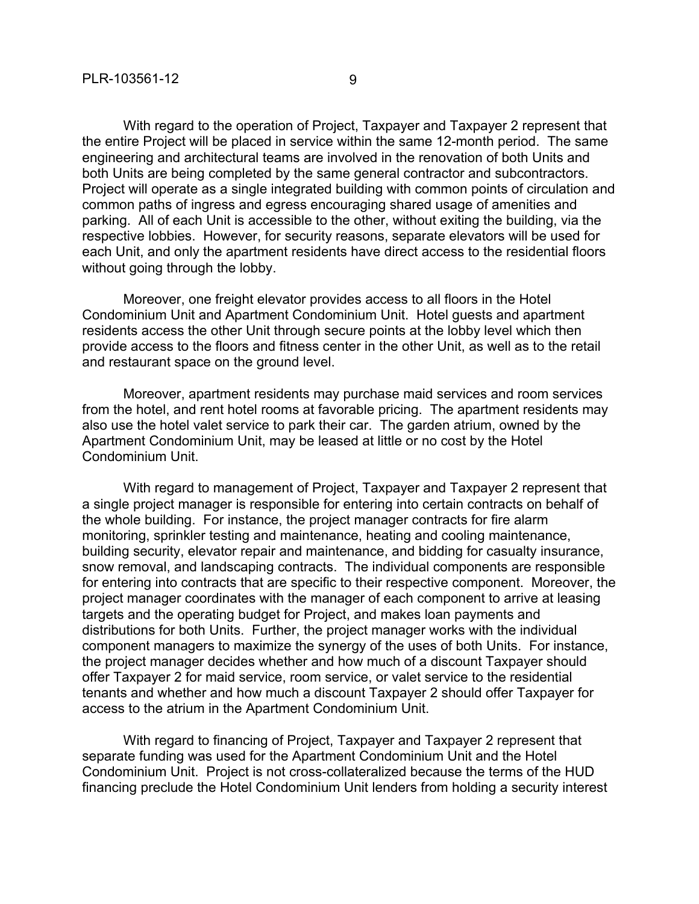With regard to the operation of Project, Taxpayer and Taxpayer 2 represent that the entire Project will be placed in service within the same 12-month period. The same engineering and architectural teams are involved in the renovation of both Units and both Units are being completed by the same general contractor and subcontractors. Project will operate as a single integrated building with common points of circulation and common paths of ingress and egress encouraging shared usage of amenities and parking. All of each Unit is accessible to the other, without exiting the building, via the respective lobbies. However, for security reasons, separate elevators will be used for each Unit, and only the apartment residents have direct access to the residential floors without going through the lobby.

Moreover, one freight elevator provides access to all floors in the Hotel Condominium Unit and Apartment Condominium Unit. Hotel guests and apartment residents access the other Unit through secure points at the lobby level which then provide access to the floors and fitness center in the other Unit, as well as to the retail and restaurant space on the ground level.

Moreover, apartment residents may purchase maid services and room services from the hotel, and rent hotel rooms at favorable pricing. The apartment residents may also use the hotel valet service to park their car. The garden atrium, owned by the Apartment Condominium Unit, may be leased at little or no cost by the Hotel Condominium Unit.

With regard to management of Project, Taxpayer and Taxpayer 2 represent that a single project manager is responsible for entering into certain contracts on behalf of the whole building. For instance, the project manager contracts for fire alarm monitoring, sprinkler testing and maintenance, heating and cooling maintenance, building security, elevator repair and maintenance, and bidding for casualty insurance, snow removal, and landscaping contracts. The individual components are responsible for entering into contracts that are specific to their respective component. Moreover, the project manager coordinates with the manager of each component to arrive at leasing targets and the operating budget for Project, and makes loan payments and distributions for both Units. Further, the project manager works with the individual component managers to maximize the synergy of the uses of both Units. For instance, the project manager decides whether and how much of a discount Taxpayer should offer Taxpayer 2 for maid service, room service, or valet service to the residential tenants and whether and how much a discount Taxpayer 2 should offer Taxpayer for access to the atrium in the Apartment Condominium Unit.

With regard to financing of Project, Taxpayer and Taxpayer 2 represent that separate funding was used for the Apartment Condominium Unit and the Hotel Condominium Unit. Project is not cross-collateralized because the terms of the HUD financing preclude the Hotel Condominium Unit lenders from holding a security interest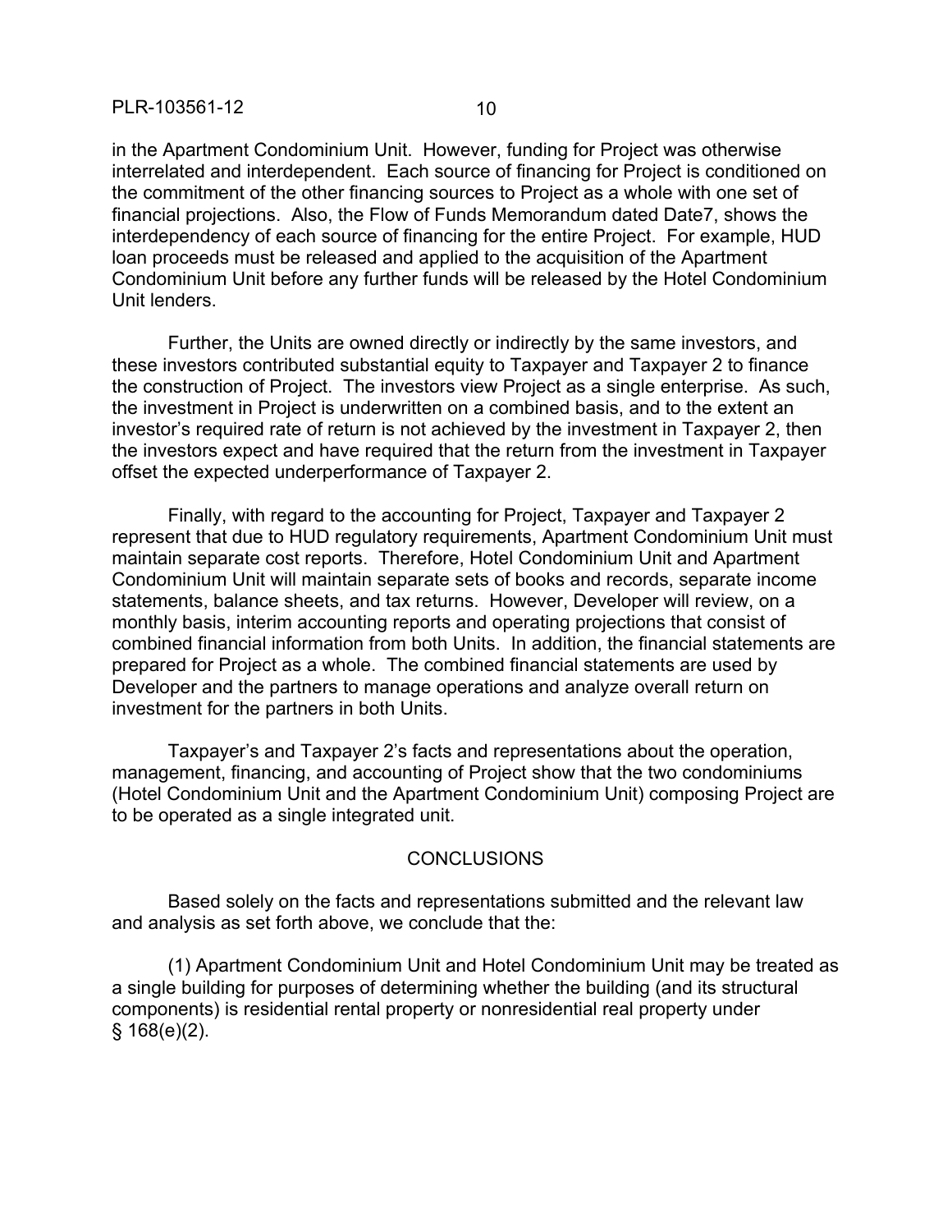in the Apartment Condominium Unit. However, funding for Project was otherwise interrelated and interdependent. Each source of financing for Project is conditioned on the commitment of the other financing sources to Project as a whole with one set of financial projections. Also, the Flow of Funds Memorandum dated Date7, shows the interdependency of each source of financing for the entire Project. For example, HUD loan proceeds must be released and applied to the acquisition of the Apartment Condominium Unit before any further funds will be released by the Hotel Condominium Unit lenders.

Further, the Units are owned directly or indirectly by the same investors, and these investors contributed substantial equity to Taxpayer and Taxpayer 2 to finance the construction of Project. The investors view Project as a single enterprise. As such, the investment in Project is underwritten on a combined basis, and to the extent an investor's required rate of return is not achieved by the investment in Taxpayer 2, then the investors expect and have required that the return from the investment in Taxpayer offset the expected underperformance of Taxpayer 2.

Finally, with regard to the accounting for Project, Taxpayer and Taxpayer 2 represent that due to HUD regulatory requirements, Apartment Condominium Unit must maintain separate cost reports. Therefore, Hotel Condominium Unit and Apartment Condominium Unit will maintain separate sets of books and records, separate income statements, balance sheets, and tax returns. However, Developer will review, on a monthly basis, interim accounting reports and operating projections that consist of combined financial information from both Units. In addition, the financial statements are prepared for Project as a whole. The combined financial statements are used by Developer and the partners to manage operations and analyze overall return on investment for the partners in both Units.

Taxpayer's and Taxpayer 2's facts and representations about the operation, management, financing, and accounting of Project show that the two condominiums (Hotel Condominium Unit and the Apartment Condominium Unit) composing Project are to be operated as a single integrated unit.

## CONCLUSIONS

Based solely on the facts and representations submitted and the relevant law and analysis as set forth above, we conclude that the:

(1) Apartment Condominium Unit and Hotel Condominium Unit may be treated as a single building for purposes of determining whether the building (and its structural components) is residential rental property or nonresidential real property under § 168(e)(2).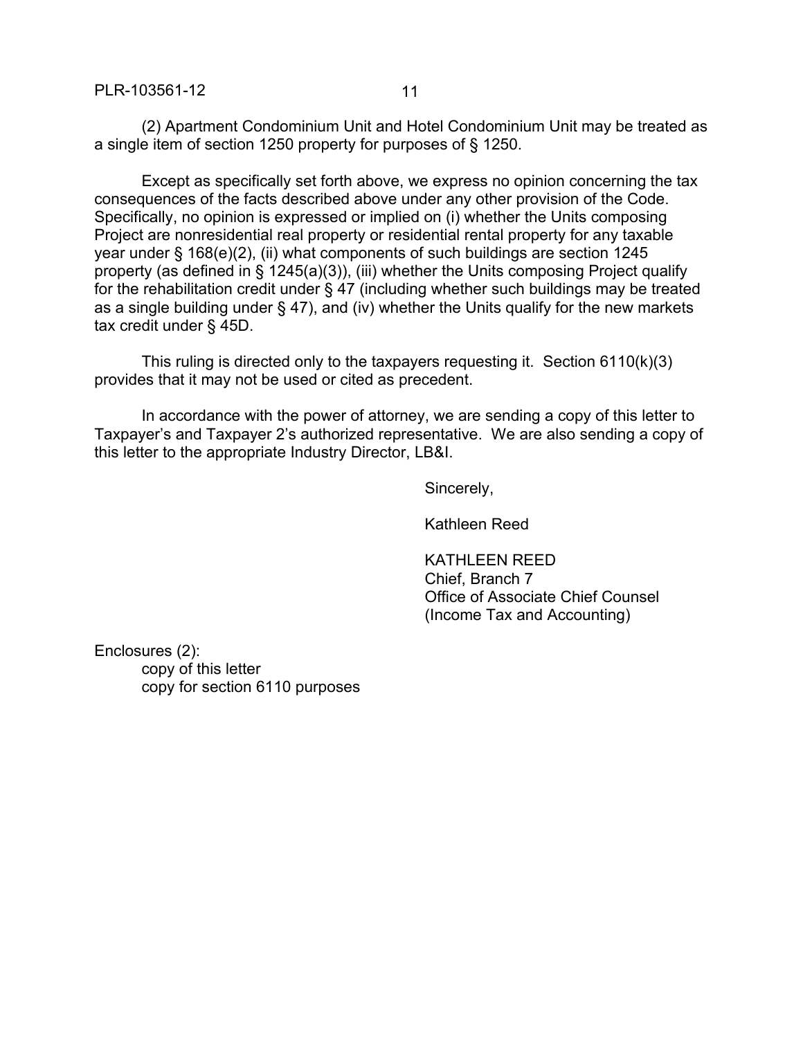(2) Apartment Condominium Unit and Hotel Condominium Unit may be treated as a single item of section 1250 property for purposes of § 1250.

Except as specifically set forth above, we express no opinion concerning the tax consequences of the facts described above under any other provision of the Code. Specifically, no opinion is expressed or implied on (i) whether the Units composing Project are nonresidential real property or residential rental property for any taxable year under § 168(e)(2), (ii) what components of such buildings are section 1245 property (as defined in § 1245(a)(3)), (iii) whether the Units composing Project qualify for the rehabilitation credit under § 47 (including whether such buildings may be treated as a single building under § 47), and (iv) whether the Units qualify for the new markets tax credit under § 45D.

This ruling is directed only to the taxpayers requesting it. Section 6110(k)(3) provides that it may not be used or cited as precedent.

In accordance with the power of attorney, we are sending a copy of this letter to Taxpayer's and Taxpayer 2's authorized representative. We are also sending a copy of this letter to the appropriate Industry Director, LB&I.

Sincerely,

Kathleen Reed

KATHLEEN REED
Chief, Branch 7
Office of Associate Chief Counsel
(Income Tax and Accounting)

Enclosures (2):
copy of this letter
copy for section 6110 purposes